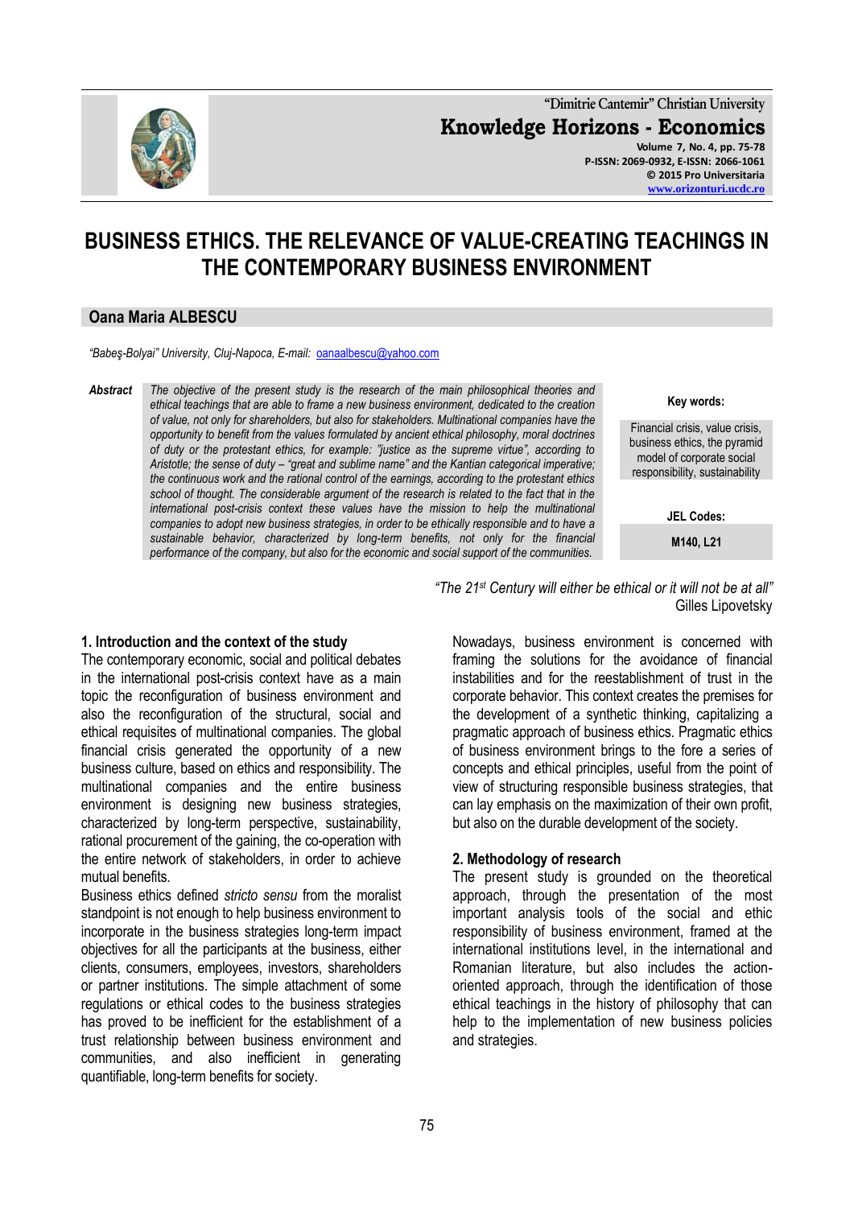# BUSINESS ETHICS. THE RELEVANCE OF VALUE-CREATING TEACHINGS IN THE CONTEMPORARY BUSINESS ENVIRONMENT

**Oana Maria ALBESCU**

*"Babeş-Bolyai" University, Cluj-Napoca, E-mail:* oanaalbescu@yahoo.com

***Abstract*** *The objective of the present study is the research of the main philosophical theories and ethical teachings that are able to frame a new business environment, dedicated to the creation of value, not only for shareholders, but also for stakeholders. Multinational companies have the opportunity to benefit from the values formulated by ancient ethical philosophy, moral doctrines of duty or the protestant ethics, for example: "justice as the supreme virtue", according to Aristotle; the sense of duty – "great and sublime name" and the Kantian categorical imperative; the continuous work and the rational control of the earnings, according to the protestant ethics school of thought. The considerable argument of the research is related to the fact that in the international post-crisis context these values have the mission to help the multinational companies to adopt new business strategies, in order to be ethically responsible and to have a sustainable behavior, characterized by long-term benefits, not only for the financial performance of the company, but also for the economic and social support of the communities.*

**Key words:** Financial crisis, value crisis, business ethics, the pyramid model of corporate social responsibility, sustainability

**JEL Codes:** M140, L21

*"The 21st Century will either be ethical or it will not be at all"*
Gilles Lipovetsky

## 1. Introduction and the context of the study

The contemporary economic, social and political debates in the international post-crisis context have as a main topic the reconfiguration of business environment and also the reconfiguration of the structural, social and ethical requisites of multinational companies. The global financial crisis generated the opportunity of a new business culture, based on ethics and responsibility. The multinational companies and the entire business environment is designing new business strategies, characterized by long-term perspective, sustainability, rational procurement of the gaining, the co-operation with the entire network of stakeholders, in order to achieve mutual benefits.

Business ethics defined *stricto sensu* from the moralist standpoint is not enough to help business environment to incorporate in the business strategies long-term impact objectives for all the participants at the business, either clients, consumers, employees, investors, shareholders or partner institutions. The simple attachment of some regulations or ethical codes to the business strategies has proved to be inefficient for the establishment of a trust relationship between business environment and communities, and also inefficient in generating quantifiable, long-term benefits for society.

Nowadays, business environment is concerned with framing the solutions for the avoidance of financial instabilities and for the reestablishment of trust in the corporate behavior. This context creates the premises for the development of a synthetic thinking, capitalizing a pragmatic approach of business ethics. Pragmatic ethics of business environment brings to the fore a series of concepts and ethical principles, useful from the point of view of structuring responsible business strategies, that can lay emphasis on the maximization of their own profit, but also on the durable development of the society.

## 2. Methodology of research

The present study is grounded on the theoretical approach, through the presentation of the most important analysis tools of the social and ethic responsibility of business environment, framed at the international institutions level, in the international and Romanian literature, but also includes the action-oriented approach, through the identification of those ethical teachings in the history of philosophy that can help to the implementation of new business policies and strategies.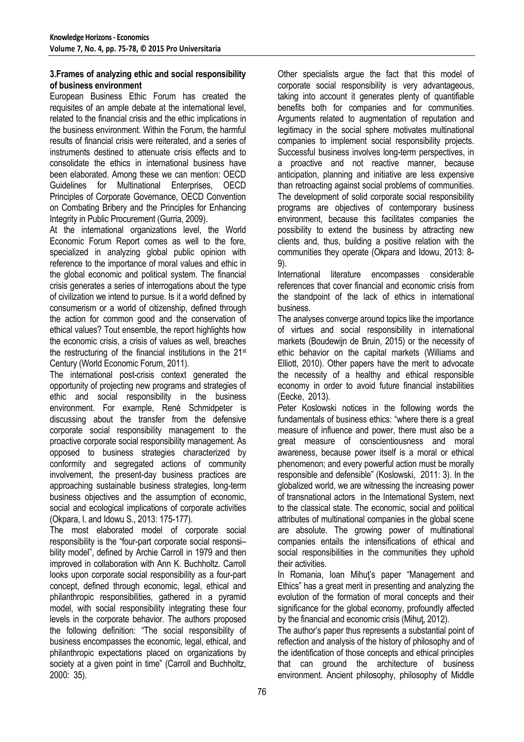### 3.Frames of analyzing ethic and social responsibility of business environment

European Business Ethic Forum has created the requisites of an ample debate at the international level, related to the financial crisis and the ethic implications in the business environment. Within the Forum, the harmful results of financial crisis were reiterated, and a series of instruments destined to attenuate crisis effects and to consolidate the ethics in international business have been elaborated. Among these we can mention: OECD Guidelines for Multinational Enterprises, OECD Principles of Corporate Governance, OECD Convention on Combating Bribery and the Principles for Enhancing Integrity in Public Procurement (Gurria, 2009).

At the international organizations level, the World Economic Forum Report comes as well to the fore, specialized in analyzing global public opinion with reference to the importance of moral values and ethic in the global economic and political system. The financial crisis generates a series of interrogations about the type of civilization we intend to pursue. Is it a world defined by consumerism or a world of citizenship, defined through the action for common good and the conservation of ethical values? Tout ensemble, the report highlights how the economic crisis, a crisis of values as well, breaches the restructuring of the financial institutions in the 21st Century (World Economic Forum, 2011).

The international post-crisis context generated the opportunity of projecting new programs and strategies of ethic and social responsibility in the business environment. For example, René Schmidpeter is discussing about the transfer from the defensive corporate social responsibility management to the proactive corporate social responsibility management. As opposed to business strategies characterized by conformity and segregated actions of community involvement, the present-day business practices are approaching sustainable business strategies, long-term business objectives and the assumption of economic, social and ecological implications of corporate activities (Okpara, I. and Idowu S., 2013: 175-177).

The most elaborated model of corporate social responsibility is the "four-part corporate social responsi–bility model", defined by Archie Carroll in 1979 and then improved in collaboration with Ann K. Buchholtz. Carroll looks upon corporate social responsibility as a four-part concept, defined through economic, legal, ethical and philanthropic responsibilities, gathered in a pyramid model, with social responsibility integrating these four levels in the corporate behavior. The authors proposed the following definition: "The social responsibility of business encompasses the economic, legal, ethical, and philanthropic expectations placed on organizations by society at a given point in time" (Carroll and Buchholtz, 2000: 35).

Other specialists argue the fact that this model of corporate social responsibility is very advantageous, taking into account it generates plenty of quantifiable benefits both for companies and for communities. Arguments related to augmentation of reputation and legitimacy in the social sphere motivates multinational companies to implement social responsibility projects. Successful business involves long-term perspectives, in a proactive and not reactive manner, because anticipation, planning and initiative are less expensive than retroacting against social problems of communities. The development of solid corporate social responsibility programs are objectives of contemporary business environment, because this facilitates companies the possibility to extend the business by attracting new clients and, thus, building a positive relation with the communities they operate (Okpara and Idowu, 2013: 8-9).

International literature encompasses considerable references that cover financial and economic crisis from the standpoint of the lack of ethics in international business.

The analyses converge around topics like the importance of virtues and social responsibility in international markets (Boudewijn de Bruin, 2015) or the necessity of ethic behavior on the capital markets (Williams and Elliott, 2010). Other papers have the merit to advocate the necessity of a healthy and ethical responsible economy in order to avoid future financial instabilities (Eecke, 2013).

Peter Koslowski notices in the following words the fundamentals of business ethics: "where there is a great measure of influence and power, there must also be a great measure of conscientiousness and moral awareness, because power itself is a moral or ethical phenomenon; and every powerful action must be morally responsible and defensible" (Koslowski, 2011: 3). In the globalized world, we are witnessing the increasing power of transnational actors in the International System, next to the classical state. The economic, social and political attributes of multinational companies in the global scene are absolute. The growing power of multinational companies entails the intensifications of ethical and social responsibilities in the communities they uphold their activities.

In Romania, Ioan Mihuţ's paper "Management and Ethics" has a great merit in presenting and analyzing the evolution of the formation of moral concepts and their significance for the global economy, profoundly affected by the financial and economic crisis (Mihuţ, 2012).

The author's paper thus represents a substantial point of reflection and analysis of the history of philosophy and of the identification of those concepts and ethical principles that can ground the architecture of business environment. Ancient philosophy, philosophy of Middle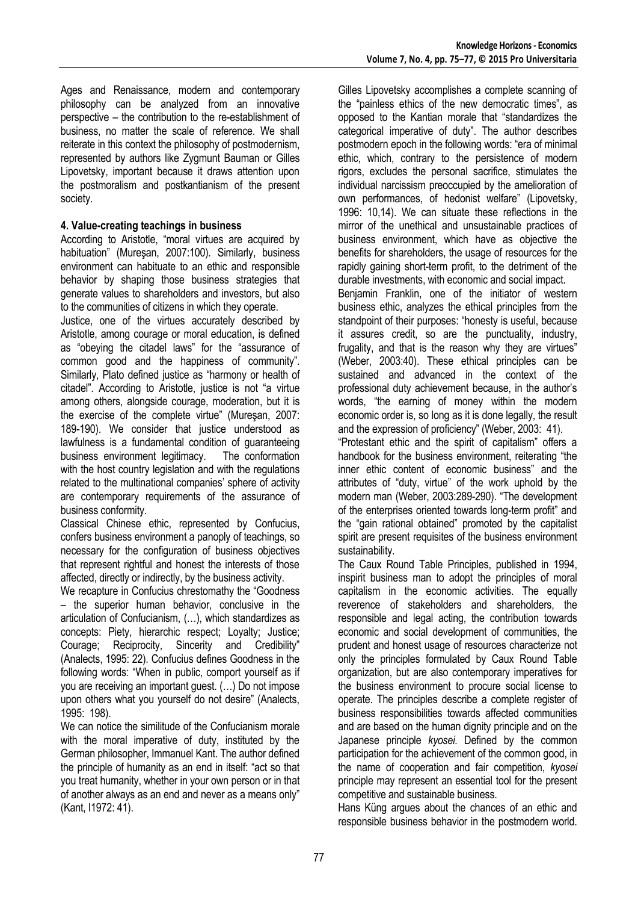Ages and Renaissance, modern and contemporary philosophy can be analyzed from an innovative perspective – the contribution to the re-establishment of business, no matter the scale of reference. We shall reiterate in this context the philosophy of postmodernism, represented by authors like Zygmunt Bauman or Gilles Lipovetsky, important because it draws attention upon the postmoralism and postkantianism of the present society.

## 4. Value-creating teachings in business

According to Aristotle, "moral virtues are acquired by habituation" (Mureşan, 2007:100). Similarly, business environment can habituate to an ethic and responsible behavior by shaping those business strategies that generate values to shareholders and investors, but also to the communities of citizens in which they operate.

Justice, one of the virtues accurately described by Aristotle, among courage or moral education, is defined as "obeying the citadel laws" for the "assurance of common good and the happiness of community". Similarly, Plato defined justice as "harmony or health of citadel". According to Aristotle, justice is not "a virtue among others, alongside courage, moderation, but it is the exercise of the complete virtue" (Mureşan, 2007: 189-190). We consider that justice understood as lawfulness is a fundamental condition of guaranteeing business environment legitimacy. The conformation with the host country legislation and with the regulations related to the multinational companies' sphere of activity are contemporary requirements of the assurance of business conformity.

Classical Chinese ethic, represented by Confucius, confers business environment a panoply of teachings, so necessary for the configuration of business objectives that represent rightful and honest the interests of those affected, directly or indirectly, by the business activity.

We recapture in Confucius chrestomathy the "Goodness – the superior human behavior, conclusive in the articulation of Confucianism, (…), which standardizes as concepts: Piety, hierarchic respect; Loyalty; Justice; Courage; Reciprocity, Sincerity and Credibility" (Analects, 1995: 22). Confucius defines Goodness in the following words: "When in public, comport yourself as if you are receiving an important guest. (…) Do not impose upon others what you yourself do not desire" (Analects, 1995: 198).

We can notice the similitude of the Confucianism morale with the moral imperative of duty, instituted by the German philosopher, Immanuel Kant. The author defined the principle of humanity as an end in itself: "act so that you treat humanity, whether in your own person or in that of another always as an end and never as a means only" (Kant, I1972: 41).

Gilles Lipovetsky accomplishes a complete scanning of the "painless ethics of the new democratic times", as opposed to the Kantian morale that "standardizes the categorical imperative of duty". The author describes postmodern epoch in the following words: "era of minimal ethic, which, contrary to the persistence of modern rigors, excludes the personal sacrifice, stimulates the individual narcissism preoccupied by the amelioration of own performances, of hedonist welfare" (Lipovetsky, 1996: 10,14). We can situate these reflections in the mirror of the unethical and unsustainable practices of business environment, which have as objective the benefits for shareholders, the usage of resources for the rapidly gaining short-term profit, to the detriment of the durable investments, with economic and social impact.

Benjamin Franklin, one of the initiator of western business ethic, analyzes the ethical principles from the standpoint of their purposes: "honesty is useful, because it assures credit, so are the punctuality, industry, frugality, and that is the reason why they are virtues" (Weber, 2003:40). These ethical principles can be sustained and advanced in the context of the professional duty achievement because, in the author's words, "the earning of money within the modern economic order is, so long as it is done legally, the result and the expression of proficiency" (Weber, 2003: 41).

"Protestant ethic and the spirit of capitalism" offers a handbook for the business environment, reiterating "the inner ethic content of economic business" and the attributes of "duty, virtue" of the work uphold by the modern man (Weber, 2003:289-290). "The development of the enterprises oriented towards long-term profit" and the "gain rational obtained" promoted by the capitalist spirit are present requisites of the business environment sustainability.

The Caux Round Table Principles, published in 1994, inspirit business man to adopt the principles of moral capitalism in the economic activities. The equally reverence of stakeholders and shareholders, the responsible and legal acting, the contribution towards economic and social development of communities, the prudent and honest usage of resources characterize not only the principles formulated by Caux Round Table organization, but are also contemporary imperatives for the business environment to procure social license to operate. The principles describe a complete register of business responsibilities towards affected communities and are based on the human dignity principle and on the Japanese principle *kyosei.* Defined by the common participation for the achievement of the common good, in the name of cooperation and fair competition, *kyosei* principle may represent an essential tool for the present competitive and sustainable business.

Hans Küng argues about the chances of an ethic and responsible business behavior in the postmodern world.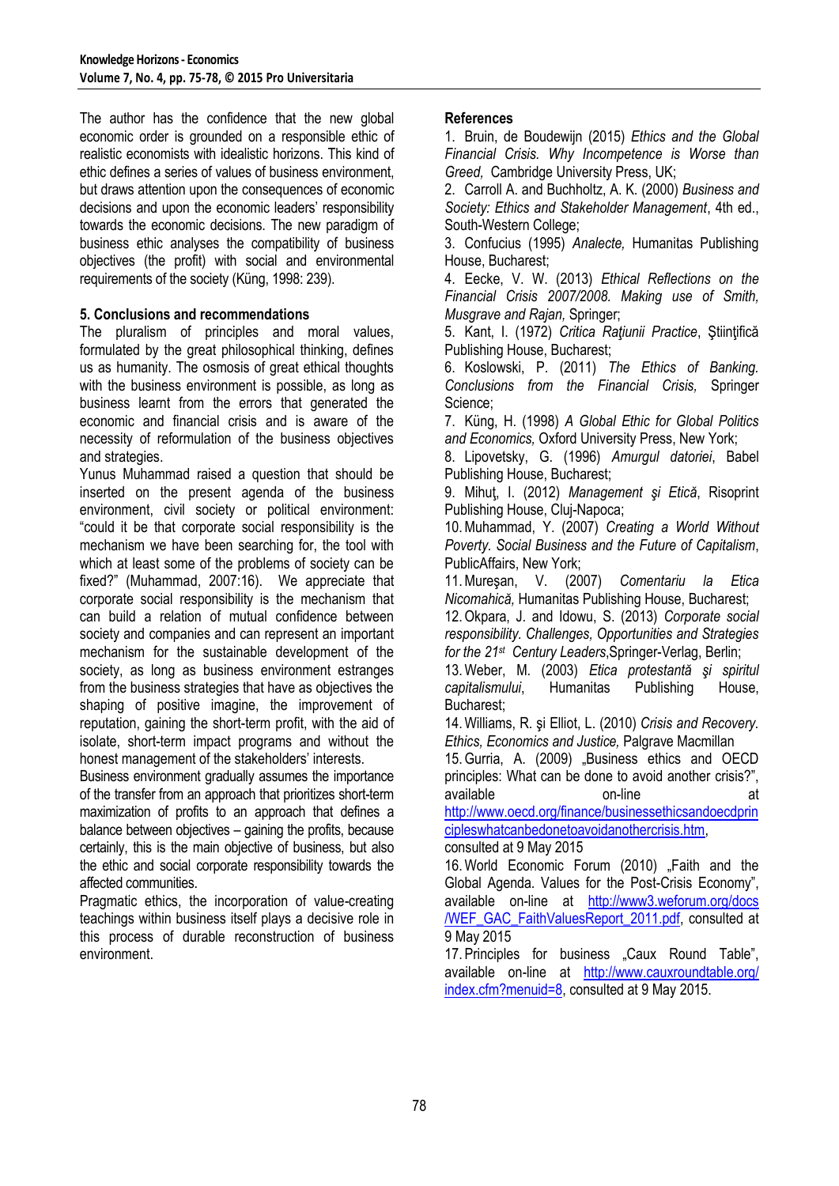The author has the confidence that the new global economic order is grounded on a responsible ethic of realistic economists with idealistic horizons. This kind of ethic defines a series of values of business environment, but draws attention upon the consequences of economic decisions and upon the economic leaders' responsibility towards the economic decisions. The new paradigm of business ethic analyses the compatibility of business objectives (the profit) with social and environmental requirements of the society (Küng, 1998: 239).

### 5. Conclusions and recommendations

The pluralism of principles and moral values, formulated by the great philosophical thinking, defines us as humanity. The osmosis of great ethical thoughts with the business environment is possible, as long as business learnt from the errors that generated the economic and financial crisis and is aware of the necessity of reformulation of the business objectives and strategies.

Yunus Muhammad raised a question that should be inserted on the present agenda of the business environment, civil society or political environment: "could it be that corporate social responsibility is the mechanism we have been searching for, the tool with which at least some of the problems of society can be fixed?" (Muhammad, 2007:16). We appreciate that corporate social responsibility is the mechanism that can build a relation of mutual confidence between society and companies and can represent an important mechanism for the sustainable development of the society, as long as business environment estranges from the business strategies that have as objectives the shaping of positive imagine, the improvement of reputation, gaining the short-term profit, with the aid of isolate, short-term impact programs and without the honest management of the stakeholders' interests.

Business environment gradually assumes the importance of the transfer from an approach that prioritizes short-term maximization of profits to an approach that defines a balance between objectives – gaining the profits, because certainly, this is the main objective of business, but also the ethic and social corporate responsibility towards the affected communities.

Pragmatic ethics, the incorporation of value-creating teachings within business itself plays a decisive role in this process of durable reconstruction of business environment.

### References

1. Bruin, de Boudewijn (2015) *Ethics and the Global Financial Crisis. Why Incompetence is Worse than Greed,* Cambridge University Press, UK;
2. Carroll A. and Buchholtz, A. K. (2000) *Business and Society: Ethics and Stakeholder Management*, 4th ed., South-Western College;
3. Confucius (1995) *Analecte,* Humanitas Publishing House, Bucharest;
4. Eecke, V. W. (2013) *Ethical Reflections on the Financial Crisis 2007/2008. Making use of Smith, Musgrave and Rajan,* Springer;
5. Kant, I. (1972) *Critica Raţiunii Practice*, Ştiinţifică Publishing House, Bucharest;
6. Koslowski, P. (2011) *The Ethics of Banking. Conclusions from the Financial Crisis,* Springer Science;
7. Küng, H. (1998) *A Global Ethic for Global Politics and Economics,* Oxford University Press, New York;
8. Lipovetsky, G. (1996) *Amurgul datoriei*, Babel Publishing House, Bucharest;
9. Mihuţ, I. (2012) *Management şi Etică*, Risoprint Publishing House, Cluj-Napoca;
10. Muhammad, Y. (2007) *Creating a World Without Poverty. Social Business and the Future of Capitalism*, PublicAffairs, New York;
11. Mureşan, V. (2007) *Comentariu la Etica Nicomahică,* Humanitas Publishing House, Bucharest;
12. Okpara, J. and Idowu, S. (2013) *Corporate social responsibility. Challenges, Opportunities and Strategies for the 21st Century Leaders*,Springer-Verlag, Berlin;
13. Weber, M. (2003) *Etica protestantă şi spiritul capitalismului*, Humanitas Publishing House, Bucharest;
14. Williams, R. şi Elliot, L. (2010) *Crisis and Recovery. Ethics, Economics and Justice,* Palgrave Macmillan
15. Gurria, A. (2009) „Business ethics and OECD principles: What can be done to avoid another crisis?", available on-line at http://www.oecd.org/finance/businessethicsandoecdprincipleswhatcanbedonetoavoidanothercrisis.htm, consulted at 9 May 2015
16. World Economic Forum (2010) „Faith and the Global Agenda. Values for the Post-Crisis Economy", available on-line at http://www3.weforum.org/docs/WEF_GAC_FaithValuesReport_2011.pdf, consulted at 9 May 2015
17. Principles for business „Caux Round Table", available on-line at http://www.cauxroundtable.org/index.cfm?menuid=8, consulted at 9 May 2015.